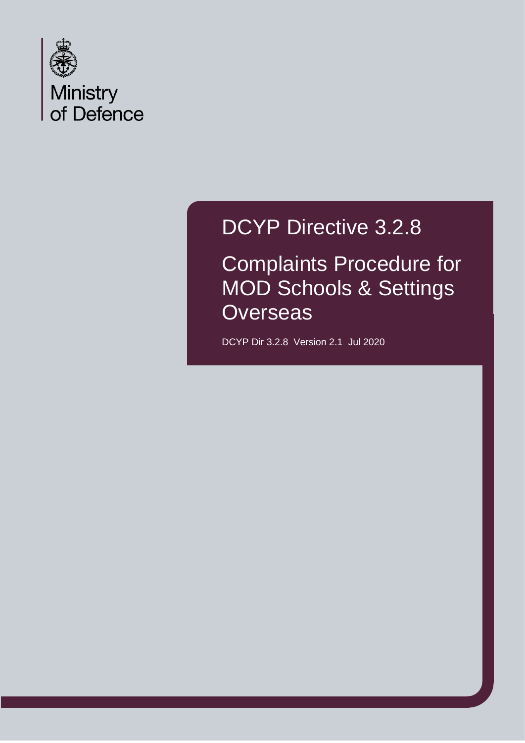Ministry of Defence

# DCYP Directive 3.2.8

## Complaints Procedure for MOD Schools & Settings Overseas

DCYP Dir 3.2.8 Version 2.1 Jul 2020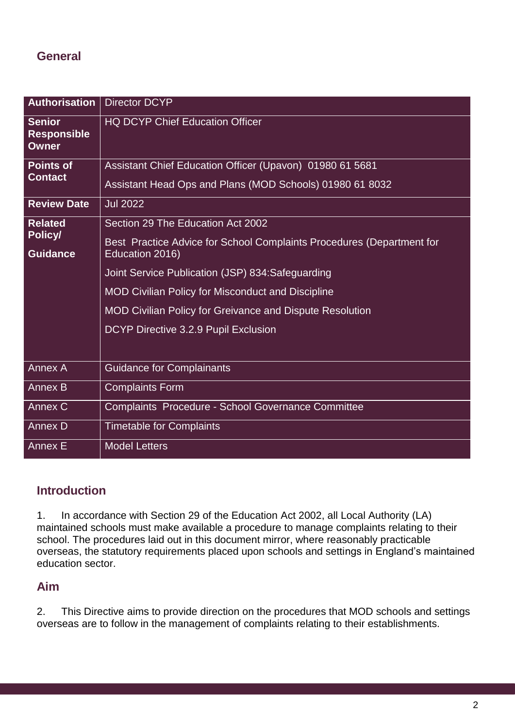## General

| Authorisation | Director DCYP |
|---|---|
| **Senior Responsible Owner** | HQ DCYP Chief Education Officer |
| **Points of Contact** | Assistant Chief Education Officer (Upavon) 01980 61 5681<br>Assistant Head Ops and Plans (MOD Schools) 01980 61 8032 |
| **Review Date** | Jul 2022 |
| **Related Policy/ Guidance** | Section 29 The Education Act 2002<br>Best Practice Advice for School Complaints Procedures (Department for Education 2016)<br>Joint Service Publication (JSP) 834:Safeguarding<br>MOD Civilian Policy for Misconduct and Discipline<br>MOD Civilian Policy for Greivance and Dispute Resolution<br>DCYP Directive 3.2.9 Pupil Exclusion |
| Annex A | Guidance for Complainants |
| Annex B | Complaints Form |
| Annex C | Complaints Procedure - School Governance Committee |
| Annex D | Timetable for Complaints |
| Annex E | Model Letters |

## Introduction

1. In accordance with Section 29 of the Education Act 2002, all Local Authority (LA) maintained schools must make available a procedure to manage complaints relating to their school. The procedures laid out in this document mirror, where reasonably practicable overseas, the statutory requirements placed upon schools and settings in England's maintained education sector.

## Aim

2. This Directive aims to provide direction on the procedures that MOD schools and settings overseas are to follow in the management of complaints relating to their establishments.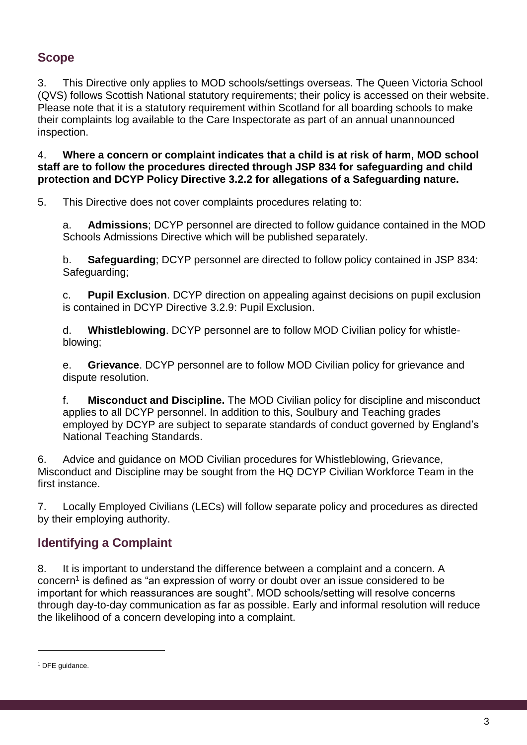## Scope

3. This Directive only applies to MOD schools/settings overseas. The Queen Victoria School (QVS) follows Scottish National statutory requirements; their policy is accessed on their website. Please note that it is a statutory requirement within Scotland for all boarding schools to make their complaints log available to the Care Inspectorate as part of an annual unannounced inspection.

4. **Where a concern or complaint indicates that a child is at risk of harm, MOD school staff are to follow the procedures directed through JSP 834 for safeguarding and child protection and DCYP Policy Directive 3.2.2 for allegations of a Safeguarding nature.**

5. This Directive does not cover complaints procedures relating to:

a. **Admissions**; DCYP personnel are directed to follow guidance contained in the MOD Schools Admissions Directive which will be published separately.

b. **Safeguarding**; DCYP personnel are directed to follow policy contained in JSP 834: Safeguarding;

c. **Pupil Exclusion**. DCYP direction on appealing against decisions on pupil exclusion is contained in DCYP Directive 3.2.9: Pupil Exclusion.

d. **Whistleblowing**. DCYP personnel are to follow MOD Civilian policy for whistle-blowing;

e. **Grievance**. DCYP personnel are to follow MOD Civilian policy for grievance and dispute resolution.

f. **Misconduct and Discipline.** The MOD Civilian policy for discipline and misconduct applies to all DCYP personnel. In addition to this, Soulbury and Teaching grades employed by DCYP are subject to separate standards of conduct governed by England's National Teaching Standards.

6. Advice and guidance on MOD Civilian procedures for Whistleblowing, Grievance, Misconduct and Discipline may be sought from the HQ DCYP Civilian Workforce Team in the first instance.

7. Locally Employed Civilians (LECs) will follow separate policy and procedures as directed by their employing authority.

## Identifying a Complaint

8. It is important to understand the difference between a complaint and a concern. A concern[1] is defined as "an expression of worry or doubt over an issue considered to be important for which reassurances are sought". MOD schools/setting will resolve concerns through day-to-day communication as far as possible. Early and informal resolution will reduce the likelihood of a concern developing into a complaint.

---

[1] DFE guidance.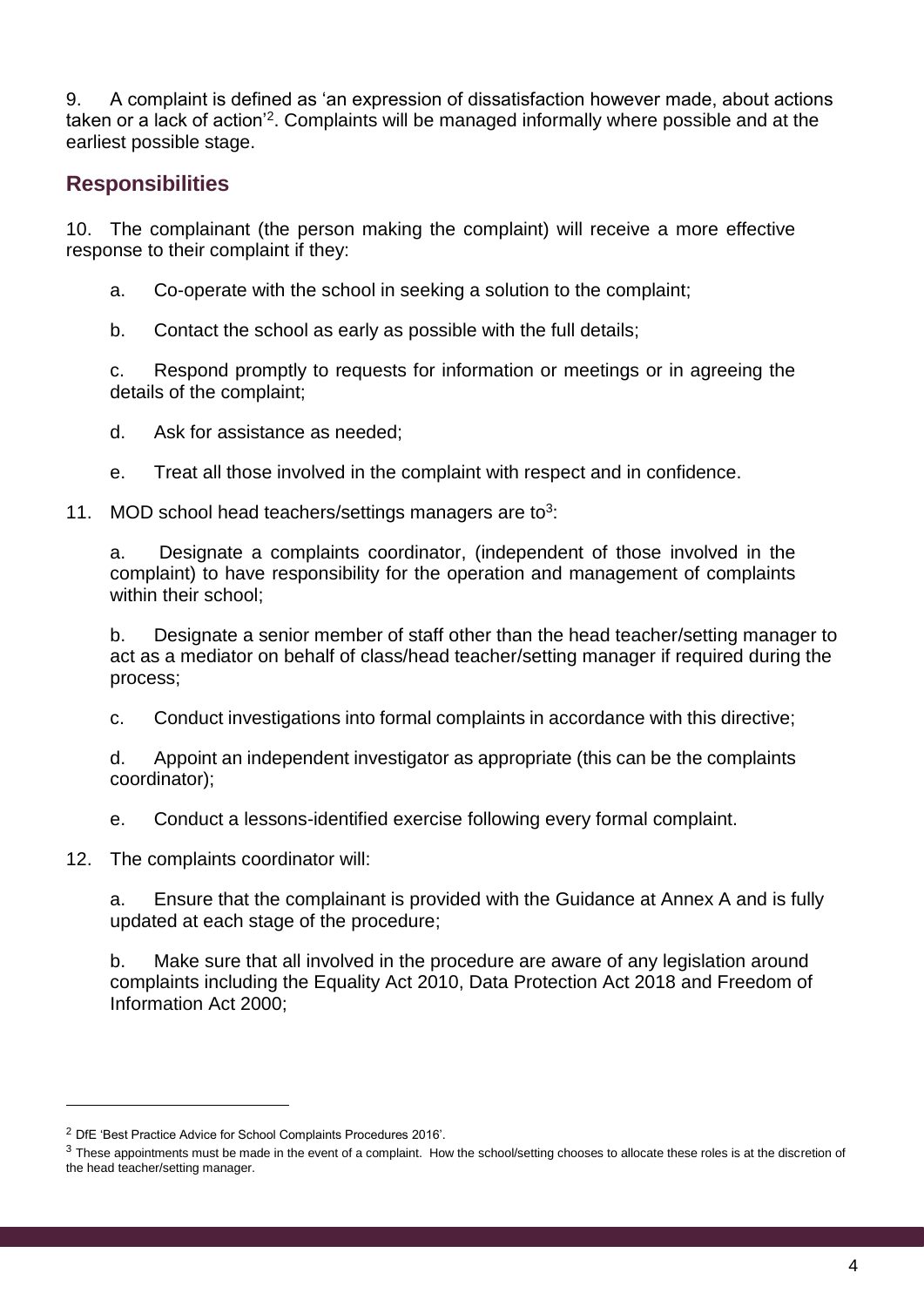9. A complaint is defined as 'an expression of dissatisfaction however made, about actions taken or a lack of action'[2]. Complaints will be managed informally where possible and at the earliest possible stage.

## Responsibilities

10. The complainant (the person making the complaint) will receive a more effective response to their complaint if they:

   a. Co-operate with the school in seeking a solution to the complaint;

   b. Contact the school as early as possible with the full details;

   c. Respond promptly to requests for information or meetings or in agreeing the details of the complaint;

   d. Ask for assistance as needed;

   e. Treat all those involved in the complaint with respect and in confidence.

11. MOD school head teachers/settings managers are to[3]:

   a. Designate a complaints coordinator, (independent of those involved in the complaint) to have responsibility for the operation and management of complaints within their school;

   b. Designate a senior member of staff other than the head teacher/setting manager to act as a mediator on behalf of class/head teacher/setting manager if required during the process;

   c. Conduct investigations into formal complaints in accordance with this directive;

   d. Appoint an independent investigator as appropriate (this can be the complaints coordinator);

   e. Conduct a lessons-identified exercise following every formal complaint.

12. The complaints coordinator will:

   a. Ensure that the complainant is provided with the Guidance at Annex A and is fully updated at each stage of the procedure;

   b. Make sure that all involved in the procedure are aware of any legislation around complaints including the Equality Act 2010, Data Protection Act 2018 and Freedom of Information Act 2000;

---

[2] DfE 'Best Practice Advice for School Complaints Procedures 2016'.

[3] These appointments must be made in the event of a complaint. How the school/setting chooses to allocate these roles is at the discretion of the head teacher/setting manager.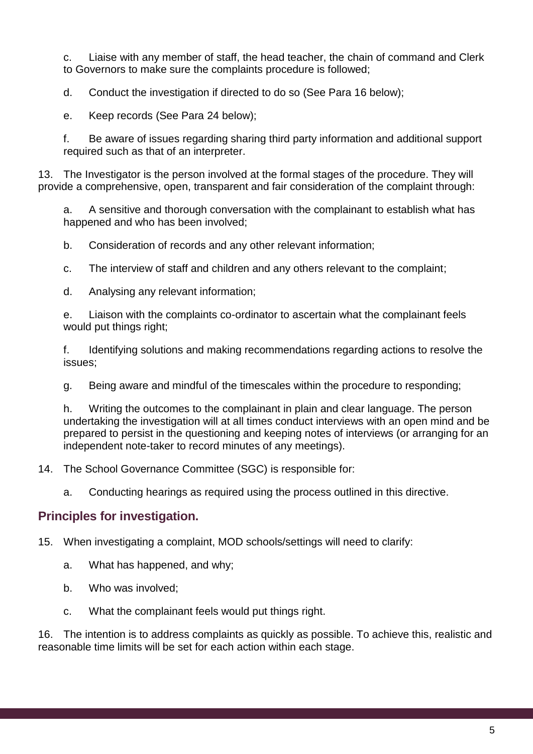c. Liaise with any member of staff, the head teacher, the chain of command and Clerk to Governors to make sure the complaints procedure is followed;

d. Conduct the investigation if directed to do so (See Para 16 below);

e. Keep records (See Para 24 below);

f. Be aware of issues regarding sharing third party information and additional support required such as that of an interpreter.

13. The Investigator is the person involved at the formal stages of the procedure. They will provide a comprehensive, open, transparent and fair consideration of the complaint through:

a. A sensitive and thorough conversation with the complainant to establish what has happened and who has been involved;

b. Consideration of records and any other relevant information;

c. The interview of staff and children and any others relevant to the complaint;

d. Analysing any relevant information;

e. Liaison with the complaints co-ordinator to ascertain what the complainant feels would put things right;

f. Identifying solutions and making recommendations regarding actions to resolve the issues;

g. Being aware and mindful of the timescales within the procedure to responding;

h. Writing the outcomes to the complainant in plain and clear language. The person undertaking the investigation will at all times conduct interviews with an open mind and be prepared to persist in the questioning and keeping notes of interviews (or arranging for an independent note-taker to record minutes of any meetings).

14. The School Governance Committee (SGC) is responsible for:

a. Conducting hearings as required using the process outlined in this directive.

## Principles for investigation.

15. When investigating a complaint, MOD schools/settings will need to clarify:

a. What has happened, and why;

b. Who was involved;

c. What the complainant feels would put things right.

16. The intention is to address complaints as quickly as possible. To achieve this, realistic and reasonable time limits will be set for each action within each stage.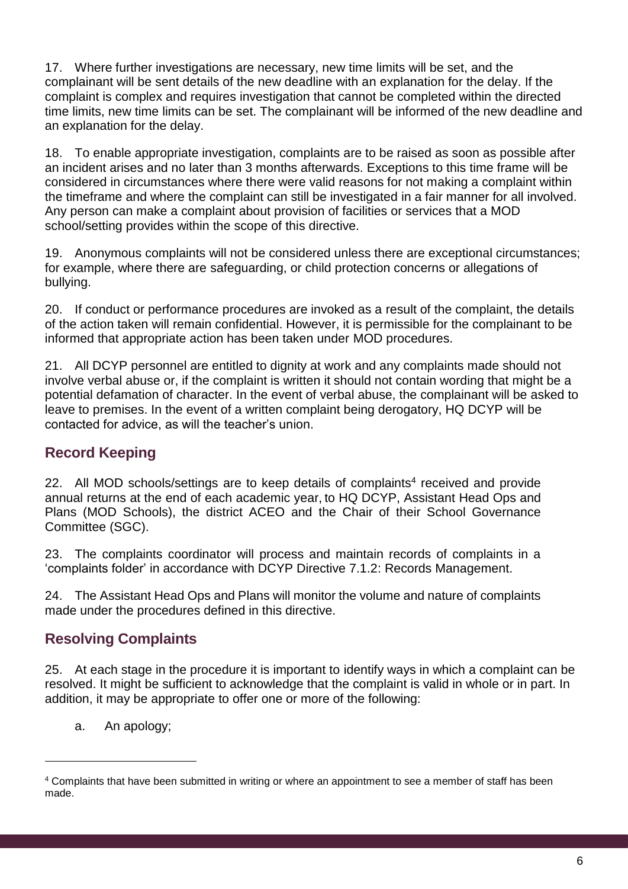17. Where further investigations are necessary, new time limits will be set, and the complainant will be sent details of the new deadline with an explanation for the delay. If the complaint is complex and requires investigation that cannot be completed within the directed time limits, new time limits can be set. The complainant will be informed of the new deadline and an explanation for the delay.

18. To enable appropriate investigation, complaints are to be raised as soon as possible after an incident arises and no later than 3 months afterwards. Exceptions to this time frame will be considered in circumstances where there were valid reasons for not making a complaint within the timeframe and where the complaint can still be investigated in a fair manner for all involved. Any person can make a complaint about provision of facilities or services that a MOD school/setting provides within the scope of this directive.

19. Anonymous complaints will not be considered unless there are exceptional circumstances; for example, where there are safeguarding, or child protection concerns or allegations of bullying.

20. If conduct or performance procedures are invoked as a result of the complaint, the details of the action taken will remain confidential. However, it is permissible for the complainant to be informed that appropriate action has been taken under MOD procedures.

21. All DCYP personnel are entitled to dignity at work and any complaints made should not involve verbal abuse or, if the complaint is written it should not contain wording that might be a potential defamation of character. In the event of verbal abuse, the complainant will be asked to leave to premises. In the event of a written complaint being derogatory, HQ DCYP will be contacted for advice, as will the teacher's union.

## Record Keeping

22. All MOD schools/settings are to keep details of complaints[4] received and provide annual returns at the end of each academic year, to HQ DCYP, Assistant Head Ops and Plans (MOD Schools), the district ACEO and the Chair of their School Governance Committee (SGC).

23. The complaints coordinator will process and maintain records of complaints in a 'complaints folder' in accordance with DCYP Directive 7.1.2: Records Management.

24. The Assistant Head Ops and Plans will monitor the volume and nature of complaints made under the procedures defined in this directive.

## Resolving Complaints

25. At each stage in the procedure it is important to identify ways in which a complaint can be resolved. It might be sufficient to acknowledge that the complaint is valid in whole or in part. In addition, it may be appropriate to offer one or more of the following:

a. An apology;

[4] Complaints that have been submitted in writing or where an appointment to see a member of staff has been made.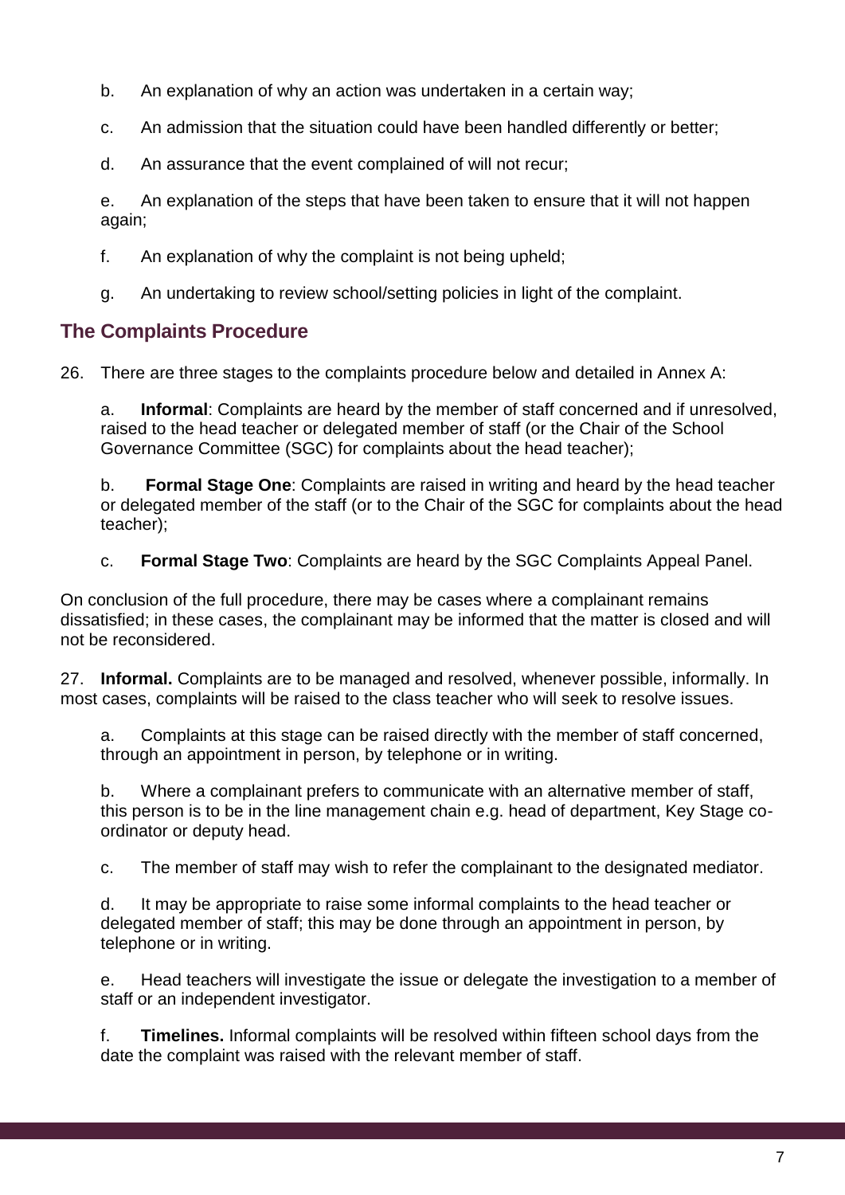b. An explanation of why an action was undertaken in a certain way;

c. An admission that the situation could have been handled differently or better;

d. An assurance that the event complained of will not recur;

e. An explanation of the steps that have been taken to ensure that it will not happen again;

f. An explanation of why the complaint is not being upheld;

g. An undertaking to review school/setting policies in light of the complaint.

## The Complaints Procedure

26. There are three stages to the complaints procedure below and detailed in Annex A:

a. **Informal**: Complaints are heard by the member of staff concerned and if unresolved, raised to the head teacher or delegated member of staff (or the Chair of the School Governance Committee (SGC) for complaints about the head teacher);

b. **Formal Stage One**: Complaints are raised in writing and heard by the head teacher or delegated member of the staff (or to the Chair of the SGC for complaints about the head teacher);

c. **Formal Stage Two**: Complaints are heard by the SGC Complaints Appeal Panel.

On conclusion of the full procedure, there may be cases where a complainant remains dissatisfied; in these cases, the complainant may be informed that the matter is closed and will not be reconsidered.

27. **Informal.** Complaints are to be managed and resolved, whenever possible, informally. In most cases, complaints will be raised to the class teacher who will seek to resolve issues.

a. Complaints at this stage can be raised directly with the member of staff concerned, through an appointment in person, by telephone or in writing.

b. Where a complainant prefers to communicate with an alternative member of staff, this person is to be in the line management chain e.g. head of department, Key Stage co-ordinator or deputy head.

c. The member of staff may wish to refer the complainant to the designated mediator.

d. It may be appropriate to raise some informal complaints to the head teacher or delegated member of staff; this may be done through an appointment in person, by telephone or in writing.

e. Head teachers will investigate the issue or delegate the investigation to a member of staff or an independent investigator.

f. **Timelines.** Informal complaints will be resolved within fifteen school days from the date the complaint was raised with the relevant member of staff.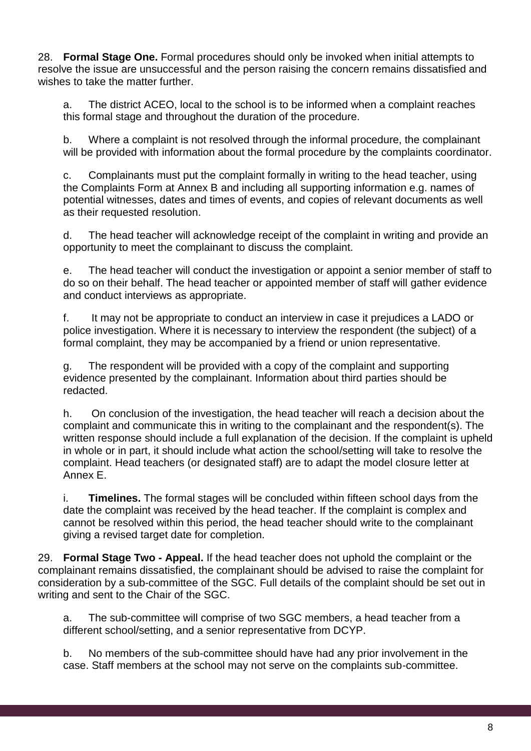28. **Formal Stage One.** Formal procedures should only be invoked when initial attempts to resolve the issue are unsuccessful and the person raising the concern remains dissatisfied and wishes to take the matter further.

a. The district ACEO, local to the school is to be informed when a complaint reaches this formal stage and throughout the duration of the procedure.

b. Where a complaint is not resolved through the informal procedure, the complainant will be provided with information about the formal procedure by the complaints coordinator.

c. Complainants must put the complaint formally in writing to the head teacher, using the Complaints Form at Annex B and including all supporting information e.g. names of potential witnesses, dates and times of events, and copies of relevant documents as well as their requested resolution.

d. The head teacher will acknowledge receipt of the complaint in writing and provide an opportunity to meet the complainant to discuss the complaint.

e. The head teacher will conduct the investigation or appoint a senior member of staff to do so on their behalf. The head teacher or appointed member of staff will gather evidence and conduct interviews as appropriate.

f. It may not be appropriate to conduct an interview in case it prejudices a LADO or police investigation. Where it is necessary to interview the respondent (the subject) of a formal complaint, they may be accompanied by a friend or union representative.

g. The respondent will be provided with a copy of the complaint and supporting evidence presented by the complainant. Information about third parties should be redacted.

h. On conclusion of the investigation, the head teacher will reach a decision about the complaint and communicate this in writing to the complainant and the respondent(s). The written response should include a full explanation of the decision. If the complaint is upheld in whole or in part, it should include what action the school/setting will take to resolve the complaint. Head teachers (or designated staff) are to adapt the model closure letter at Annex E.

i. **Timelines.** The formal stages will be concluded within fifteen school days from the date the complaint was received by the head teacher. If the complaint is complex and cannot be resolved within this period, the head teacher should write to the complainant giving a revised target date for completion.

29. **Formal Stage Two - Appeal.** If the head teacher does not uphold the complaint or the complainant remains dissatisfied, the complainant should be advised to raise the complaint for consideration by a sub-committee of the SGC. Full details of the complaint should be set out in writing and sent to the Chair of the SGC.

a. The sub-committee will comprise of two SGC members, a head teacher from a different school/setting, and a senior representative from DCYP.

b. No members of the sub-committee should have had any prior involvement in the case. Staff members at the school may not serve on the complaints sub-committee.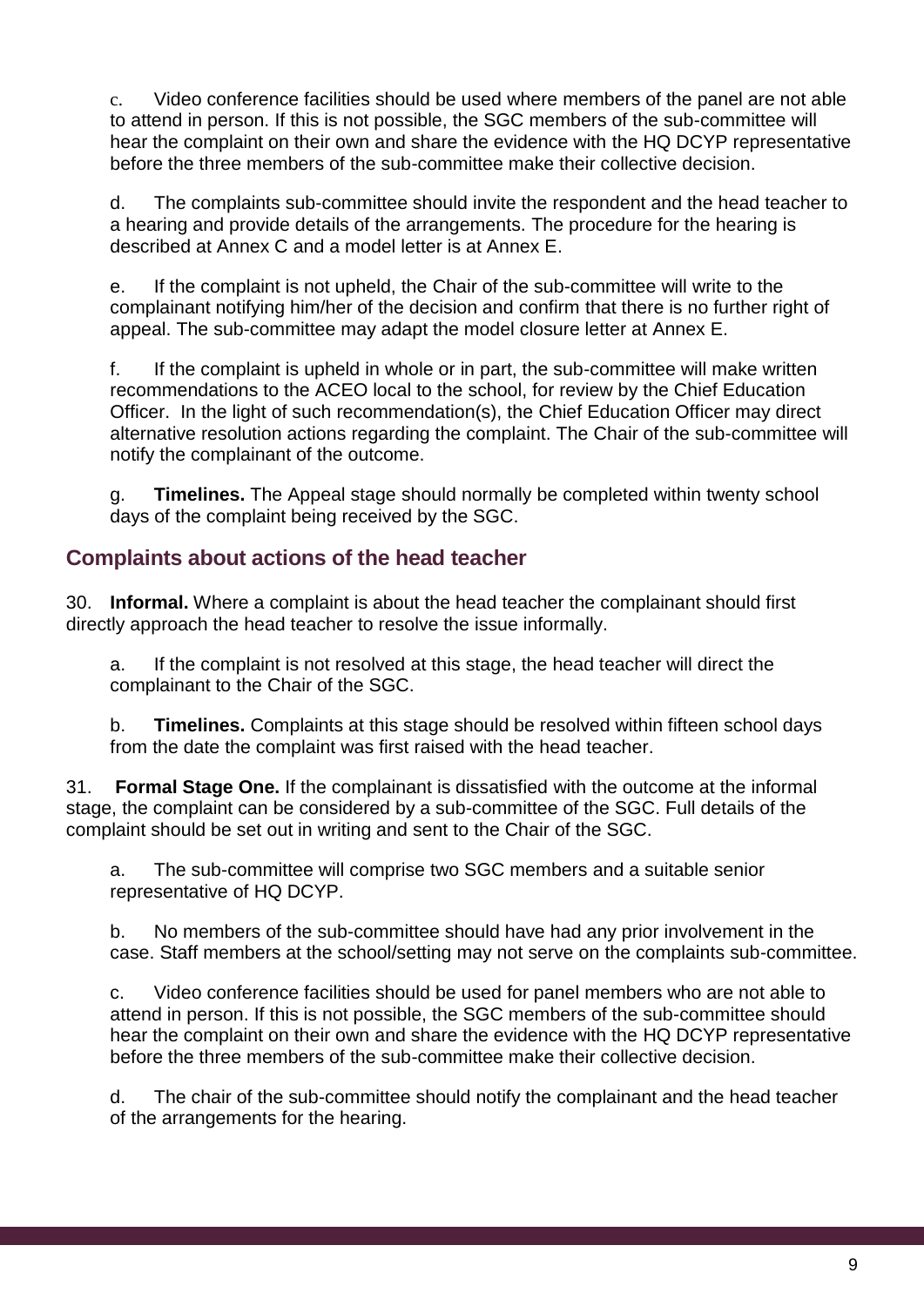c. Video conference facilities should be used where members of the panel are not able to attend in person. If this is not possible, the SGC members of the sub-committee will hear the complaint on their own and share the evidence with the HQ DCYP representative before the three members of the sub-committee make their collective decision.

d. The complaints sub-committee should invite the respondent and the head teacher to a hearing and provide details of the arrangements. The procedure for the hearing is described at Annex C and a model letter is at Annex E.

e. If the complaint is not upheld, the Chair of the sub-committee will write to the complainant notifying him/her of the decision and confirm that there is no further right of appeal. The sub-committee may adapt the model closure letter at Annex E.

f. If the complaint is upheld in whole or in part, the sub-committee will make written recommendations to the ACEO local to the school, for review by the Chief Education Officer. In the light of such recommendation(s), the Chief Education Officer may direct alternative resolution actions regarding the complaint. The Chair of the sub-committee will notify the complainant of the outcome.

g. **Timelines.** The Appeal stage should normally be completed within twenty school days of the complaint being received by the SGC.

## Complaints about actions of the head teacher

30. **Informal.** Where a complaint is about the head teacher the complainant should first directly approach the head teacher to resolve the issue informally.

a. If the complaint is not resolved at this stage, the head teacher will direct the complainant to the Chair of the SGC.

b. **Timelines.** Complaints at this stage should be resolved within fifteen school days from the date the complaint was first raised with the head teacher.

31. **Formal Stage One.** If the complainant is dissatisfied with the outcome at the informal stage, the complaint can be considered by a sub-committee of the SGC. Full details of the complaint should be set out in writing and sent to the Chair of the SGC.

a. The sub-committee will comprise two SGC members and a suitable senior representative of HQ DCYP.

b. No members of the sub-committee should have had any prior involvement in the case. Staff members at the school/setting may not serve on the complaints sub-committee.

c. Video conference facilities should be used for panel members who are not able to attend in person. If this is not possible, the SGC members of the sub-committee should hear the complaint on their own and share the evidence with the HQ DCYP representative before the three members of the sub-committee make their collective decision.

d. The chair of the sub-committee should notify the complainant and the head teacher of the arrangements for the hearing.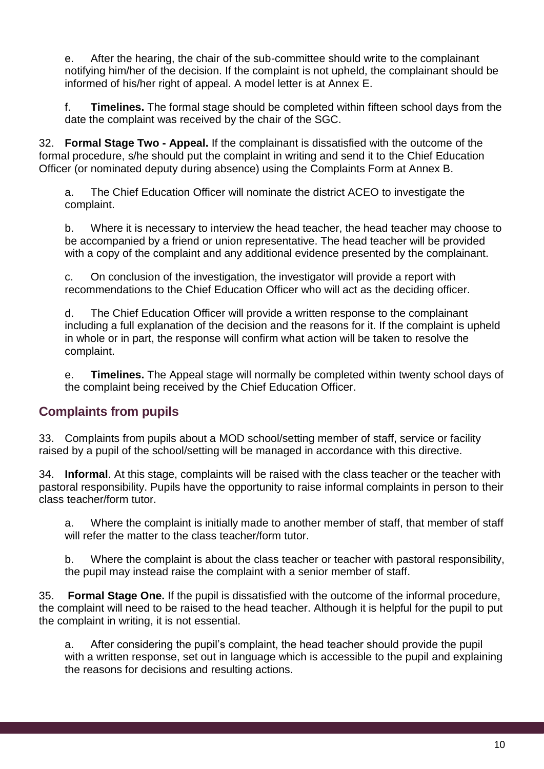e. After the hearing, the chair of the sub-committee should write to the complainant notifying him/her of the decision. If the complaint is not upheld, the complainant should be informed of his/her right of appeal. A model letter is at Annex E.

f. **Timelines.** The formal stage should be completed within fifteen school days from the date the complaint was received by the chair of the SGC.

32. **Formal Stage Two - Appeal.** If the complainant is dissatisfied with the outcome of the formal procedure, s/he should put the complaint in writing and send it to the Chief Education Officer (or nominated deputy during absence) using the Complaints Form at Annex B.

a. The Chief Education Officer will nominate the district ACEO to investigate the complaint.

b. Where it is necessary to interview the head teacher, the head teacher may choose to be accompanied by a friend or union representative. The head teacher will be provided with a copy of the complaint and any additional evidence presented by the complainant.

c. On conclusion of the investigation, the investigator will provide a report with recommendations to the Chief Education Officer who will act as the deciding officer.

d. The Chief Education Officer will provide a written response to the complainant including a full explanation of the decision and the reasons for it. If the complaint is upheld in whole or in part, the response will confirm what action will be taken to resolve the complaint.

e. **Timelines.** The Appeal stage will normally be completed within twenty school days of the complaint being received by the Chief Education Officer.

## Complaints from pupils

33. Complaints from pupils about a MOD school/setting member of staff, service or facility raised by a pupil of the school/setting will be managed in accordance with this directive.

34. **Informal**. At this stage, complaints will be raised with the class teacher or the teacher with pastoral responsibility. Pupils have the opportunity to raise informal complaints in person to their class teacher/form tutor.

a. Where the complaint is initially made to another member of staff, that member of staff will refer the matter to the class teacher/form tutor.

b. Where the complaint is about the class teacher or teacher with pastoral responsibility, the pupil may instead raise the complaint with a senior member of staff.

35. **Formal Stage One.** If the pupil is dissatisfied with the outcome of the informal procedure, the complaint will need to be raised to the head teacher. Although it is helpful for the pupil to put the complaint in writing, it is not essential.

a. After considering the pupil's complaint, the head teacher should provide the pupil with a written response, set out in language which is accessible to the pupil and explaining the reasons for decisions and resulting actions.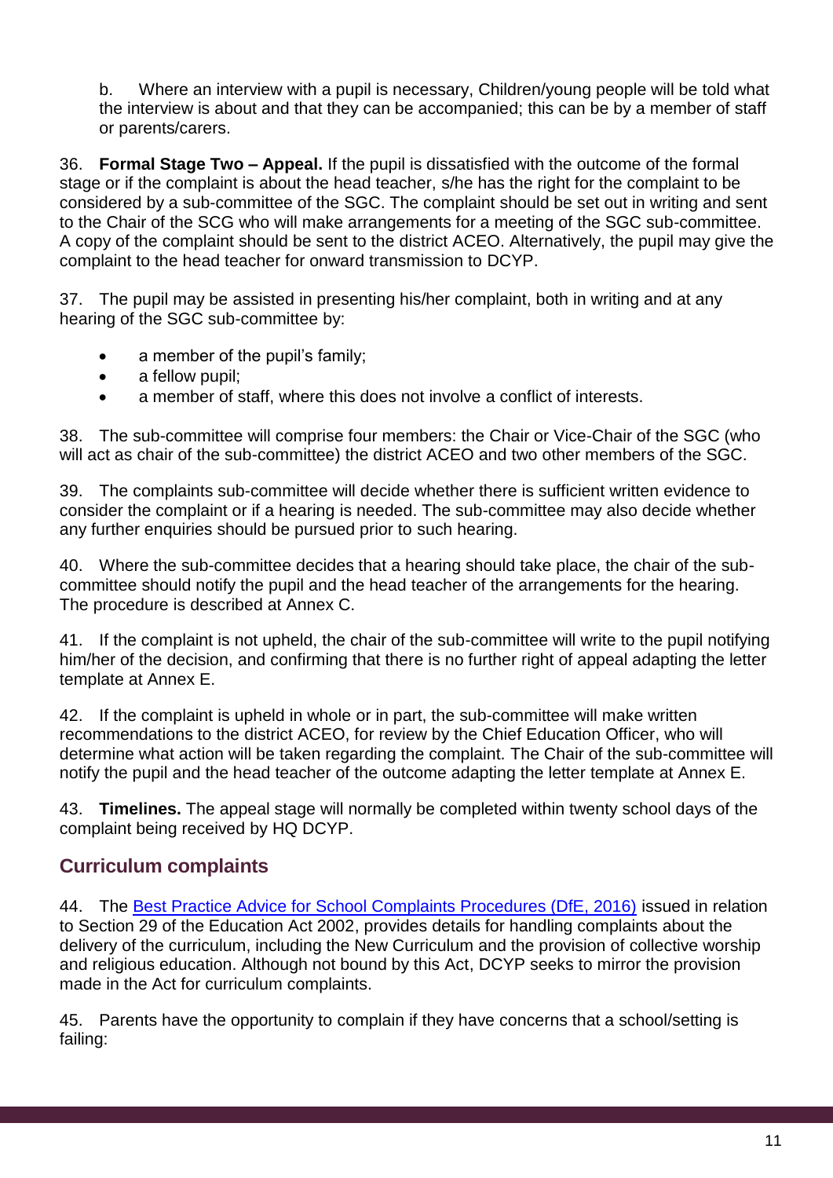b. Where an interview with a pupil is necessary, Children/young people will be told what the interview is about and that they can be accompanied; this can be by a member of staff or parents/carers.

36. **Formal Stage Two – Appeal.** If the pupil is dissatisfied with the outcome of the formal stage or if the complaint is about the head teacher, s/he has the right for the complaint to be considered by a sub-committee of the SGC. The complaint should be set out in writing and sent to the Chair of the SCG who will make arrangements for a meeting of the SGC sub-committee. A copy of the complaint should be sent to the district ACEO. Alternatively, the pupil may give the complaint to the head teacher for onward transmission to DCYP.

37. The pupil may be assisted in presenting his/her complaint, both in writing and at any hearing of the SGC sub-committee by:

- a member of the pupil's family;
- a fellow pupil;
- a member of staff, where this does not involve a conflict of interests.

38. The sub-committee will comprise four members: the Chair or Vice-Chair of the SGC (who will act as chair of the sub-committee) the district ACEO and two other members of the SGC.

39. The complaints sub-committee will decide whether there is sufficient written evidence to consider the complaint or if a hearing is needed. The sub-committee may also decide whether any further enquiries should be pursued prior to such hearing.

40. Where the sub-committee decides that a hearing should take place, the chair of the sub-committee should notify the pupil and the head teacher of the arrangements for the hearing. The procedure is described at Annex C.

41. If the complaint is not upheld, the chair of the sub-committee will write to the pupil notifying him/her of the decision, and confirming that there is no further right of appeal adapting the letter template at Annex E.

42. If the complaint is upheld in whole or in part, the sub-committee will make written recommendations to the district ACEO, for review by the Chief Education Officer, who will determine what action will be taken regarding the complaint. The Chair of the sub-committee will notify the pupil and the head teacher of the outcome adapting the letter template at Annex E.

43. **Timelines.** The appeal stage will normally be completed within twenty school days of the complaint being received by HQ DCYP.

## Curriculum complaints

44. The Best Practice Advice for School Complaints Procedures (DfE, 2016) issued in relation to Section 29 of the Education Act 2002, provides details for handling complaints about the delivery of the curriculum, including the New Curriculum and the provision of collective worship and religious education. Although not bound by this Act, DCYP seeks to mirror the provision made in the Act for curriculum complaints.

45. Parents have the opportunity to complain if they have concerns that a school/setting is failing: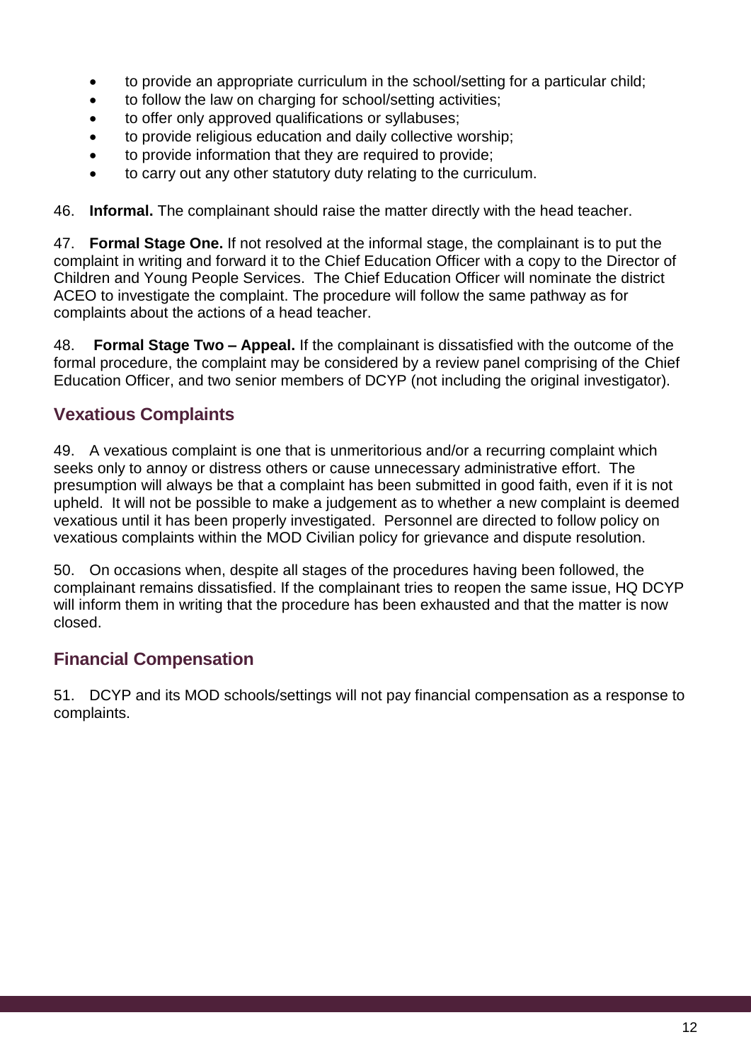- to provide an appropriate curriculum in the school/setting for a particular child;
- to follow the law on charging for school/setting activities;
- to offer only approved qualifications or syllabuses;
- to provide religious education and daily collective worship;
- to provide information that they are required to provide;
- to carry out any other statutory duty relating to the curriculum.

46. **Informal.** The complainant should raise the matter directly with the head teacher.

47. **Formal Stage One.** If not resolved at the informal stage, the complainant is to put the complaint in writing and forward it to the Chief Education Officer with a copy to the Director of Children and Young People Services. The Chief Education Officer will nominate the district ACEO to investigate the complaint. The procedure will follow the same pathway as for complaints about the actions of a head teacher.

48. **Formal Stage Two – Appeal.** If the complainant is dissatisfied with the outcome of the formal procedure, the complaint may be considered by a review panel comprising of the Chief Education Officer, and two senior members of DCYP (not including the original investigator).

## Vexatious Complaints

49. A vexatious complaint is one that is unmeritorious and/or a recurring complaint which seeks only to annoy or distress others or cause unnecessary administrative effort. The presumption will always be that a complaint has been submitted in good faith, even if it is not upheld. It will not be possible to make a judgement as to whether a new complaint is deemed vexatious until it has been properly investigated. Personnel are directed to follow policy on vexatious complaints within the MOD Civilian policy for grievance and dispute resolution.

50. On occasions when, despite all stages of the procedures having been followed, the complainant remains dissatisfied. If the complainant tries to reopen the same issue, HQ DCYP will inform them in writing that the procedure has been exhausted and that the matter is now closed.

## Financial Compensation

51. DCYP and its MOD schools/settings will not pay financial compensation as a response to complaints.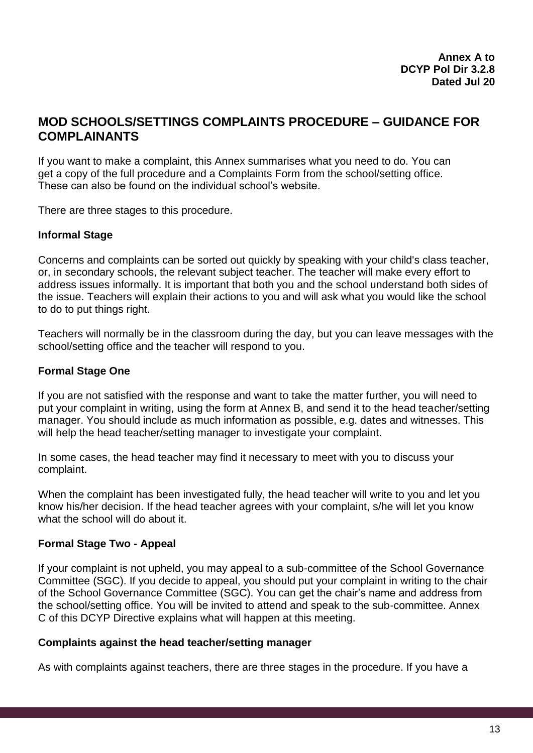**Annex A to**
**DCYP Pol Dir 3.2.8**
**Dated Jul 20**

## MOD SCHOOLS/SETTINGS COMPLAINTS PROCEDURE – GUIDANCE FOR COMPLAINANTS

If you want to make a complaint, this Annex summarises what you need to do. You can get a copy of the full procedure and a Complaints Form from the school/setting office. These can also be found on the individual school's website.

There are three stages to this procedure.

### Informal Stage

Concerns and complaints can be sorted out quickly by speaking with your child's class teacher, or, in secondary schools, the relevant subject teacher. The teacher will make every effort to address issues informally. It is important that both you and the school understand both sides of the issue. Teachers will explain their actions to you and will ask what you would like the school to do to put things right.

Teachers will normally be in the classroom during the day, but you can leave messages with the school/setting office and the teacher will respond to you.

### Formal Stage One

If you are not satisfied with the response and want to take the matter further, you will need to put your complaint in writing, using the form at Annex B, and send it to the head teacher/setting manager. You should include as much information as possible, e.g. dates and witnesses. This will help the head teacher/setting manager to investigate your complaint.

In some cases, the head teacher may find it necessary to meet with you to discuss your complaint.

When the complaint has been investigated fully, the head teacher will write to you and let you know his/her decision. If the head teacher agrees with your complaint, s/he will let you know what the school will do about it.

### Formal Stage Two - Appeal

If your complaint is not upheld, you may appeal to a sub-committee of the School Governance Committee (SGC). If you decide to appeal, you should put your complaint in writing to the chair of the School Governance Committee (SGC). You can get the chair's name and address from the school/setting office. You will be invited to attend and speak to the sub-committee. Annex C of this DCYP Directive explains what will happen at this meeting.

### Complaints against the head teacher/setting manager

As with complaints against teachers, there are three stages in the procedure. If you have a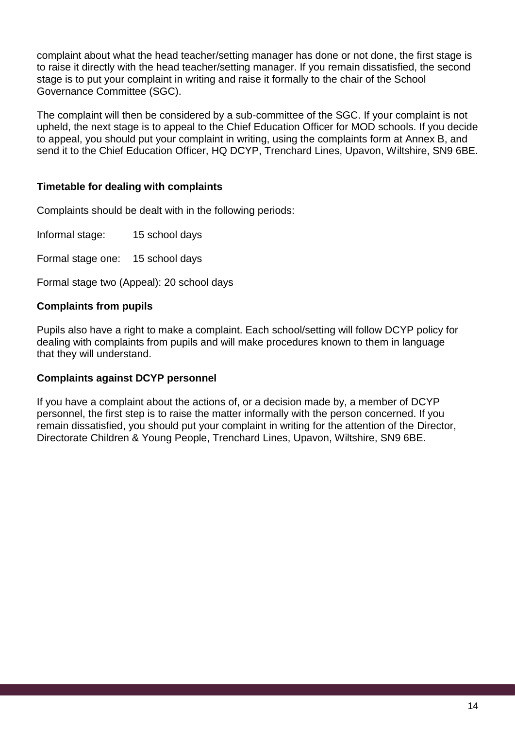complaint about what the head teacher/setting manager has done or not done, the first stage is to raise it directly with the head teacher/setting manager. If you remain dissatisfied, the second stage is to put your complaint in writing and raise it formally to the chair of the School Governance Committee (SGC).

The complaint will then be considered by a sub-committee of the SGC. If your complaint is not upheld, the next stage is to appeal to the Chief Education Officer for MOD schools. If you decide to appeal, you should put your complaint in writing, using the complaints form at Annex B, and send it to the Chief Education Officer, HQ DCYP, Trenchard Lines, Upavon, Wiltshire, SN9 6BE.

**Timetable for dealing with complaints**

Complaints should be dealt with in the following periods:

Informal stage: 15 school days

Formal stage one: 15 school days

Formal stage two (Appeal): 20 school days

**Complaints from pupils**

Pupils also have a right to make a complaint. Each school/setting will follow DCYP policy for dealing with complaints from pupils and will make procedures known to them in language that they will understand.

**Complaints against DCYP personnel**

If you have a complaint about the actions of, or a decision made by, a member of DCYP personnel, the first step is to raise the matter informally with the person concerned. If you remain dissatisfied, you should put your complaint in writing for the attention of the Director, Directorate Children & Young People, Trenchard Lines, Upavon, Wiltshire, SN9 6BE.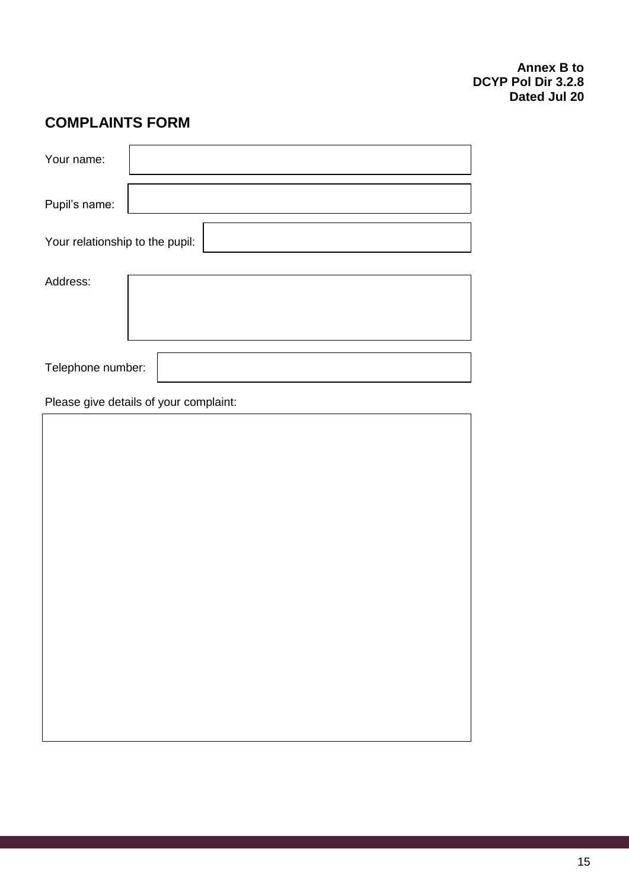**Annex B to**
**DCYP Pol Dir 3.2.8**
**Dated Jul 20**

## COMPLAINTS FORM

Your name:

Pupil's name:

Your relationship to the pupil:

Address:

Telephone number:

Please give details of your complaint: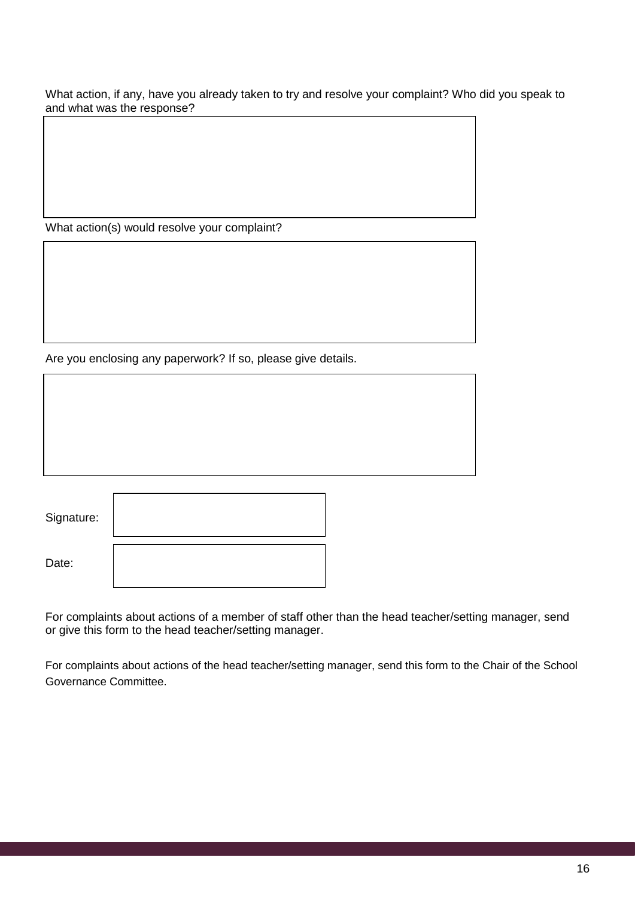What action, if any, have you already taken to try and resolve your complaint? Who did you speak to and what was the response?

| |
|---|
| |

What action(s) would resolve your complaint?

| |
|---|
| |

Are you enclosing any paperwork? If so, please give details.

| |
|---|
| |

| | |
|---|---|
| Signature: | |
| Date: | |

For complaints about actions of a member of staff other than the head teacher/setting manager, send or give this form to the head teacher/setting manager.

For complaints about actions of the head teacher/setting manager, send this form to the Chair of the School Governance Committee.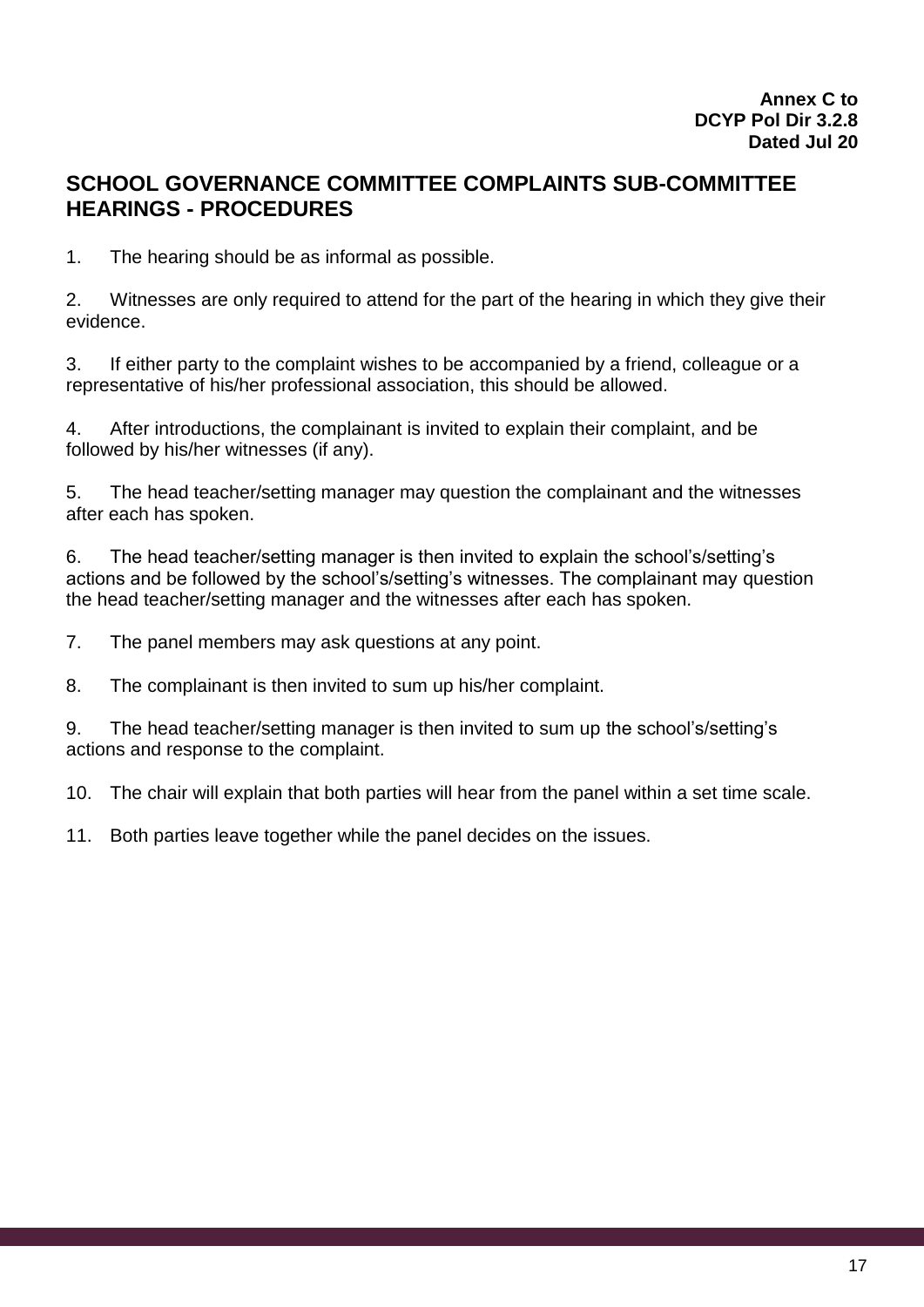**Annex C to**
**DCYP Pol Dir 3.2.8**
**Dated Jul 20**

## SCHOOL GOVERNANCE COMMITTEE COMPLAINTS SUB-COMMITTEE HEARINGS - PROCEDURES

1. The hearing should be as informal as possible.

2. Witnesses are only required to attend for the part of the hearing in which they give their evidence.

3. If either party to the complaint wishes to be accompanied by a friend, colleague or a representative of his/her professional association, this should be allowed.

4. After introductions, the complainant is invited to explain their complaint, and be followed by his/her witnesses (if any).

5. The head teacher/setting manager may question the complainant and the witnesses after each has spoken.

6. The head teacher/setting manager is then invited to explain the school's/setting's actions and be followed by the school's/setting's witnesses. The complainant may question the head teacher/setting manager and the witnesses after each has spoken.

7. The panel members may ask questions at any point.

8. The complainant is then invited to sum up his/her complaint.

9. The head teacher/setting manager is then invited to sum up the school's/setting's actions and response to the complaint.

10. The chair will explain that both parties will hear from the panel within a set time scale.

11. Both parties leave together while the panel decides on the issues.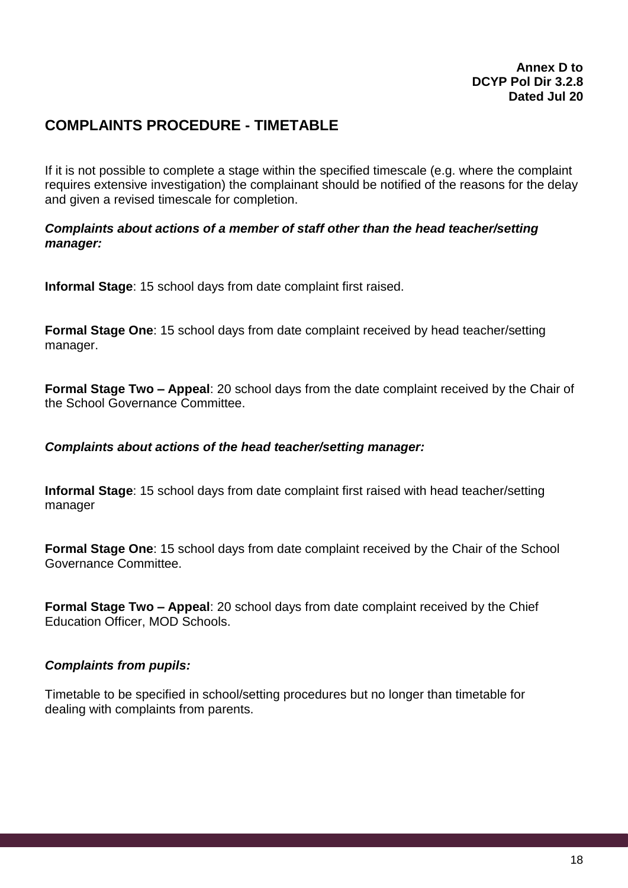**Annex D to**
**DCYP Pol Dir 3.2.8**
**Dated Jul 20**

## COMPLAINTS PROCEDURE - TIMETABLE

If it is not possible to complete a stage within the specified timescale (e.g. where the complaint requires extensive investigation) the complainant should be notified of the reasons for the delay and given a revised timescale for completion.

***Complaints about actions of a member of staff other than the head teacher/setting manager:***

**Informal Stage**: 15 school days from date complaint first raised.

**Formal Stage One**: 15 school days from date complaint received by head teacher/setting manager.

**Formal Stage Two – Appeal**: 20 school days from the date complaint received by the Chair of the School Governance Committee.

***Complaints about actions of the head teacher/setting manager:***

**Informal Stage**: 15 school days from date complaint first raised with head teacher/setting manager

**Formal Stage One**: 15 school days from date complaint received by the Chair of the School Governance Committee.

**Formal Stage Two – Appeal**: 20 school days from date complaint received by the Chief Education Officer, MOD Schools.

***Complaints from pupils:***

Timetable to be specified in school/setting procedures but no longer than timetable for dealing with complaints from parents.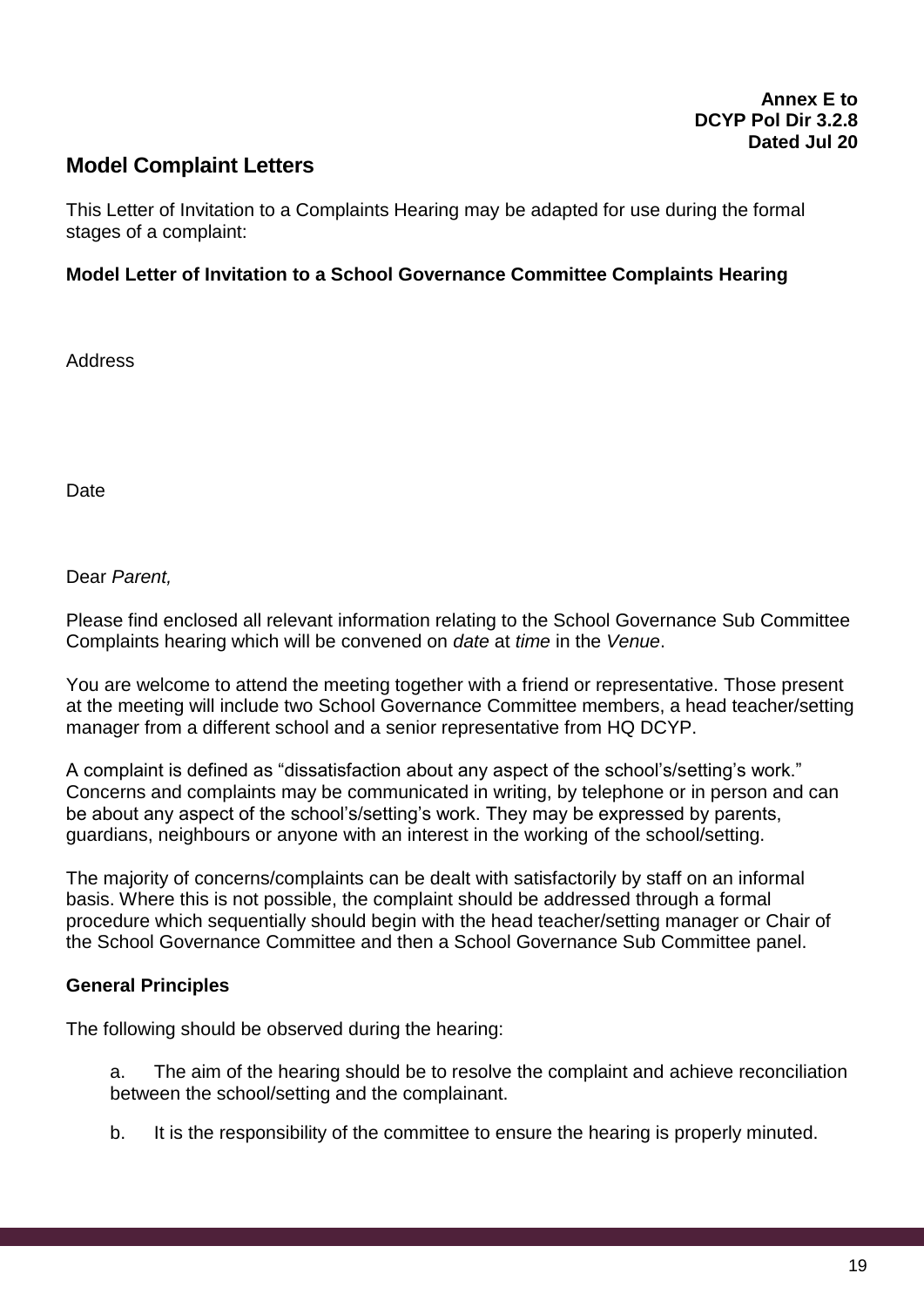**Annex E to**
**DCYP Pol Dir 3.2.8**
**Dated Jul 20**

## Model Complaint Letters

This Letter of Invitation to a Complaints Hearing may be adapted for use during the formal stages of a complaint:

**Model Letter of Invitation to a School Governance Committee Complaints Hearing**

Address

Date

Dear *Parent,*

Please find enclosed all relevant information relating to the School Governance Sub Committee Complaints hearing which will be convened on *date* at *time* in the *Venue*.

You are welcome to attend the meeting together with a friend or representative. Those present at the meeting will include two School Governance Committee members, a head teacher/setting manager from a different school and a senior representative from HQ DCYP.

A complaint is defined as "dissatisfaction about any aspect of the school's/setting's work." Concerns and complaints may be communicated in writing, by telephone or in person and can be about any aspect of the school's/setting's work. They may be expressed by parents, guardians, neighbours or anyone with an interest in the working of the school/setting.

The majority of concerns/complaints can be dealt with satisfactorily by staff on an informal basis. Where this is not possible, the complaint should be addressed through a formal procedure which sequentially should begin with the head teacher/setting manager or Chair of the School Governance Committee and then a School Governance Sub Committee panel.

**General Principles**

The following should be observed during the hearing:

a. The aim of the hearing should be to resolve the complaint and achieve reconciliation between the school/setting and the complainant.

b. It is the responsibility of the committee to ensure the hearing is properly minuted.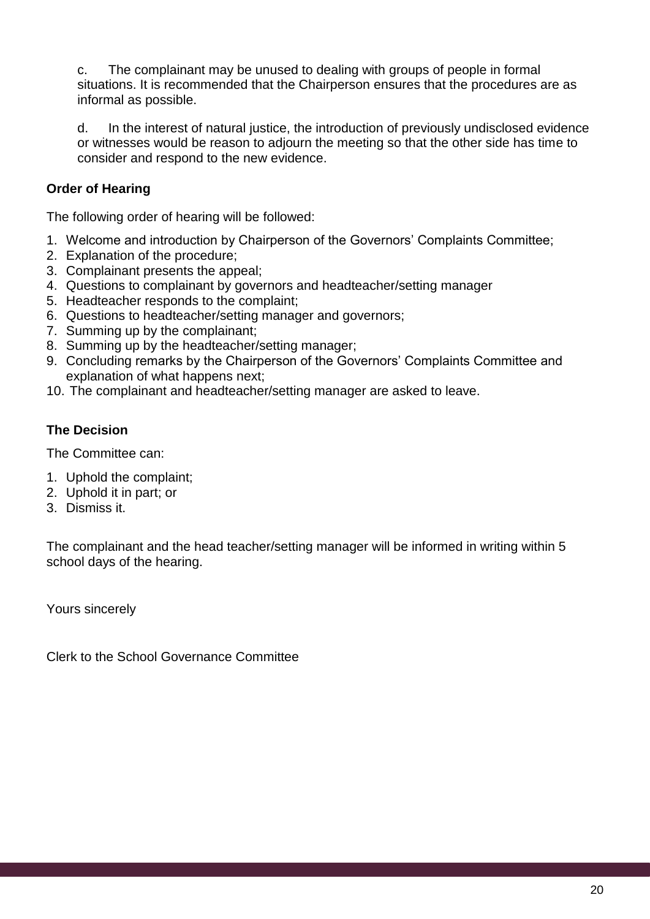c. The complainant may be unused to dealing with groups of people in formal situations. It is recommended that the Chairperson ensures that the procedures are as informal as possible.

d. In the interest of natural justice, the introduction of previously undisclosed evidence or witnesses would be reason to adjourn the meeting so that the other side has time to consider and respond to the new evidence.

**Order of Hearing**

The following order of hearing will be followed:

1. Welcome and introduction by Chairperson of the Governors' Complaints Committee;
2. Explanation of the procedure;
3. Complainant presents the appeal;
4. Questions to complainant by governors and headteacher/setting manager
5. Headteacher responds to the complaint;
6. Questions to headteacher/setting manager and governors;
7. Summing up by the complainant;
8. Summing up by the headteacher/setting manager;
9. Concluding remarks by the Chairperson of the Governors' Complaints Committee and explanation of what happens next;
10. The complainant and headteacher/setting manager are asked to leave.

**The Decision**

The Committee can:

1. Uphold the complaint;
2. Uphold it in part; or
3. Dismiss it.

The complainant and the head teacher/setting manager will be informed in writing within 5 school days of the hearing.

Yours sincerely

Clerk to the School Governance Committee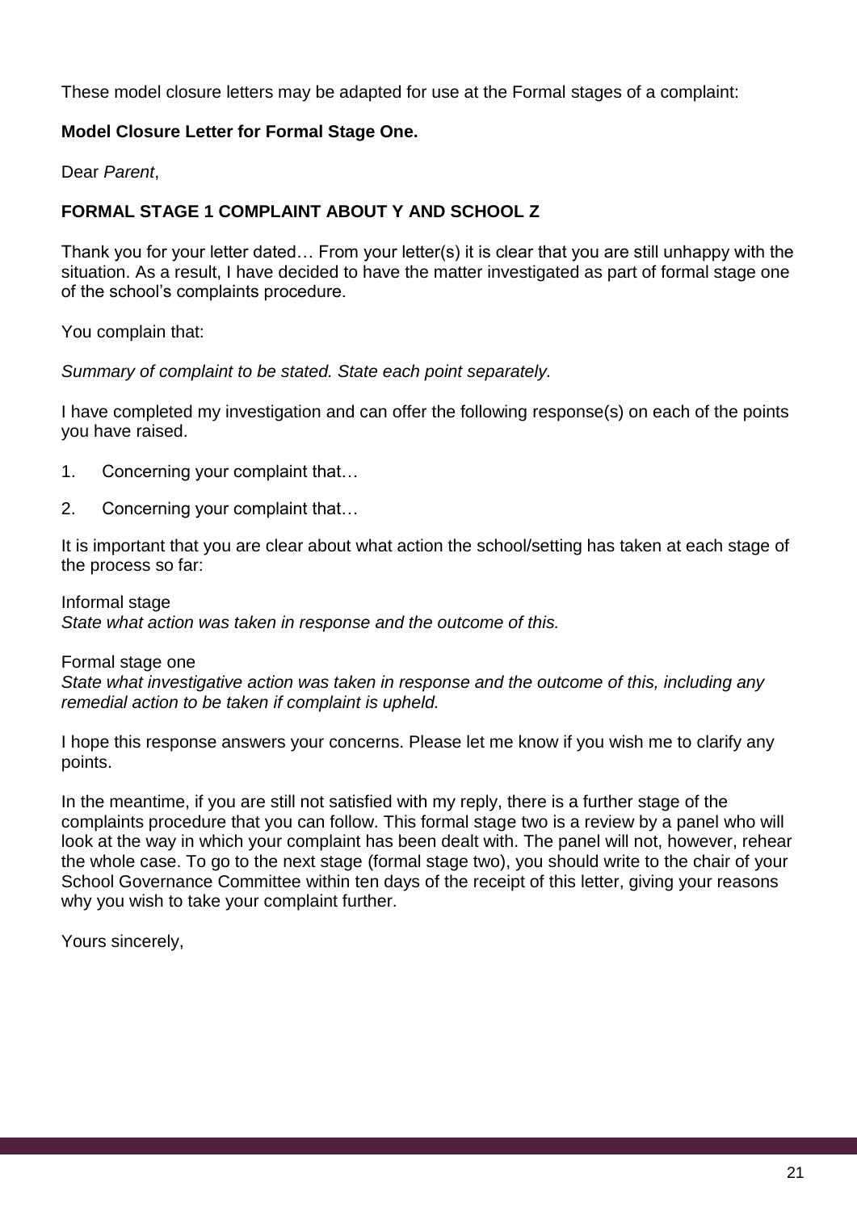These model closure letters may be adapted for use at the Formal stages of a complaint:

**Model Closure Letter for Formal Stage One.**

Dear *Parent*,

**FORMAL STAGE 1 COMPLAINT ABOUT Y AND SCHOOL Z**

Thank you for your letter dated… From your letter(s) it is clear that you are still unhappy with the situation. As a result, I have decided to have the matter investigated as part of formal stage one of the school's complaints procedure.

You complain that:

*Summary of complaint to be stated. State each point separately.*

I have completed my investigation and can offer the following response(s) on each of the points you have raised.

1. Concerning your complaint that…
2. Concerning your complaint that…

It is important that you are clear about what action the school/setting has taken at each stage of the process so far:

Informal stage
*State what action was taken in response and the outcome of this.*

Formal stage one
*State what investigative action was taken in response and the outcome of this, including any remedial action to be taken if complaint is upheld.*

I hope this response answers your concerns. Please let me know if you wish me to clarify any points.

In the meantime, if you are still not satisfied with my reply, there is a further stage of the complaints procedure that you can follow. This formal stage two is a review by a panel who will look at the way in which your complaint has been dealt with. The panel will not, however, rehear the whole case. To go to the next stage (formal stage two), you should write to the chair of your School Governance Committee within ten days of the receipt of this letter, giving your reasons why you wish to take your complaint further.

Yours sincerely,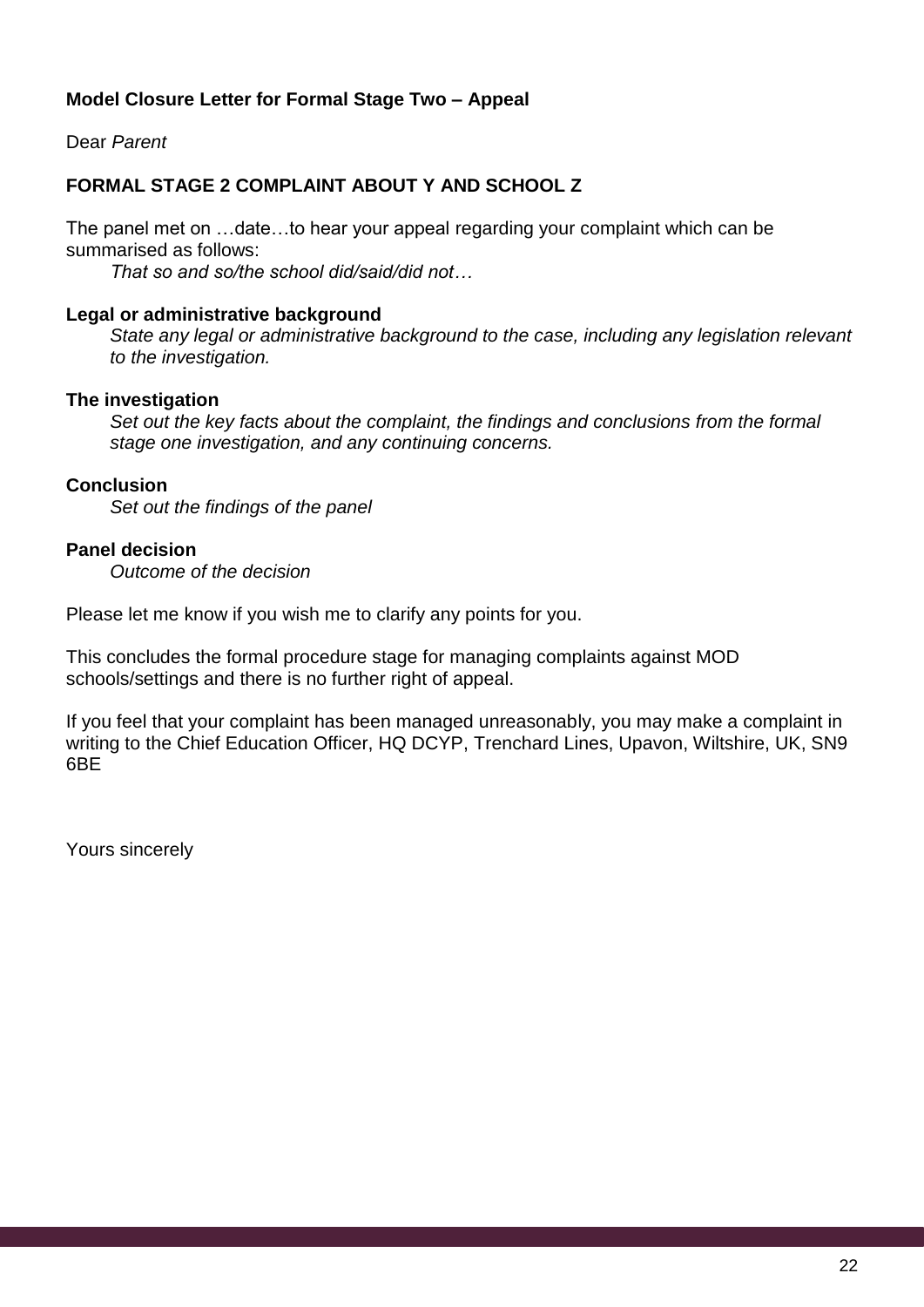**Model Closure Letter for Formal Stage Two – Appeal**

Dear *Parent*

**FORMAL STAGE 2 COMPLAINT ABOUT Y AND SCHOOL Z**

The panel met on …date…to hear your appeal regarding your complaint which can be summarised as follows:

*That so and so/the school did/said/did not…*

**Legal or administrative background**

*State any legal or administrative background to the case, including any legislation relevant to the investigation.*

**The investigation**

*Set out the key facts about the complaint, the findings and conclusions from the formal stage one investigation, and any continuing concerns.*

**Conclusion**

*Set out the findings of the panel*

**Panel decision**

*Outcome of the decision*

Please let me know if you wish me to clarify any points for you.

This concludes the formal procedure stage for managing complaints against MOD schools/settings and there is no further right of appeal.

If you feel that your complaint has been managed unreasonably, you may make a complaint in writing to the Chief Education Officer, HQ DCYP, Trenchard Lines, Upavon, Wiltshire, UK, SN9 6BE

Yours sincerely